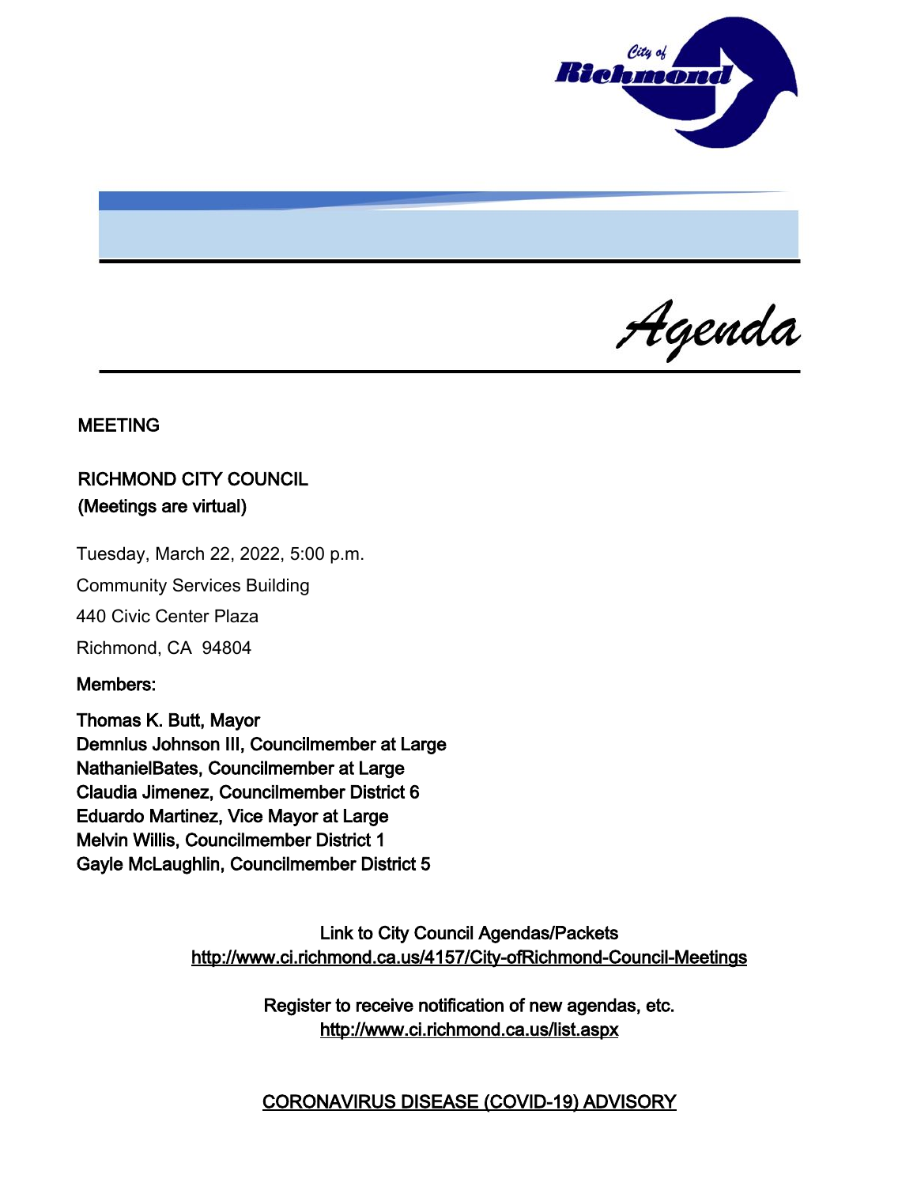# Agenda

**MEETING**

**RICHMOND CITY COUNCIL**
**(Meetings are virtual)**

Tuesday, March 22, 2022, 5:00 p.m.

Community Services Building

440 Civic Center Plaza

Richmond, CA 94804

**Members:**

**Thomas K. Butt, Mayor**
**Demnlus Johnson III, Councilmember at Large**
**NathanielBates, Councilmember at Large**
**Claudia Jimenez, Councilmember District 6**
**Eduardo Martinez, Vice Mayor at Large**
**Melvin Willis, Councilmember District 1**
**Gayle McLaughlin, Councilmember District 5**

Link to City Council Agendas/Packets
http://www.ci.richmond.ca.us/4157/City-ofRichmond-Council-Meetings

Register to receive notification of new agendas, etc.
http://www.ci.richmond.ca.us/list.aspx

**CORONAVIRUS DISEASE (COVID-19) ADVISORY**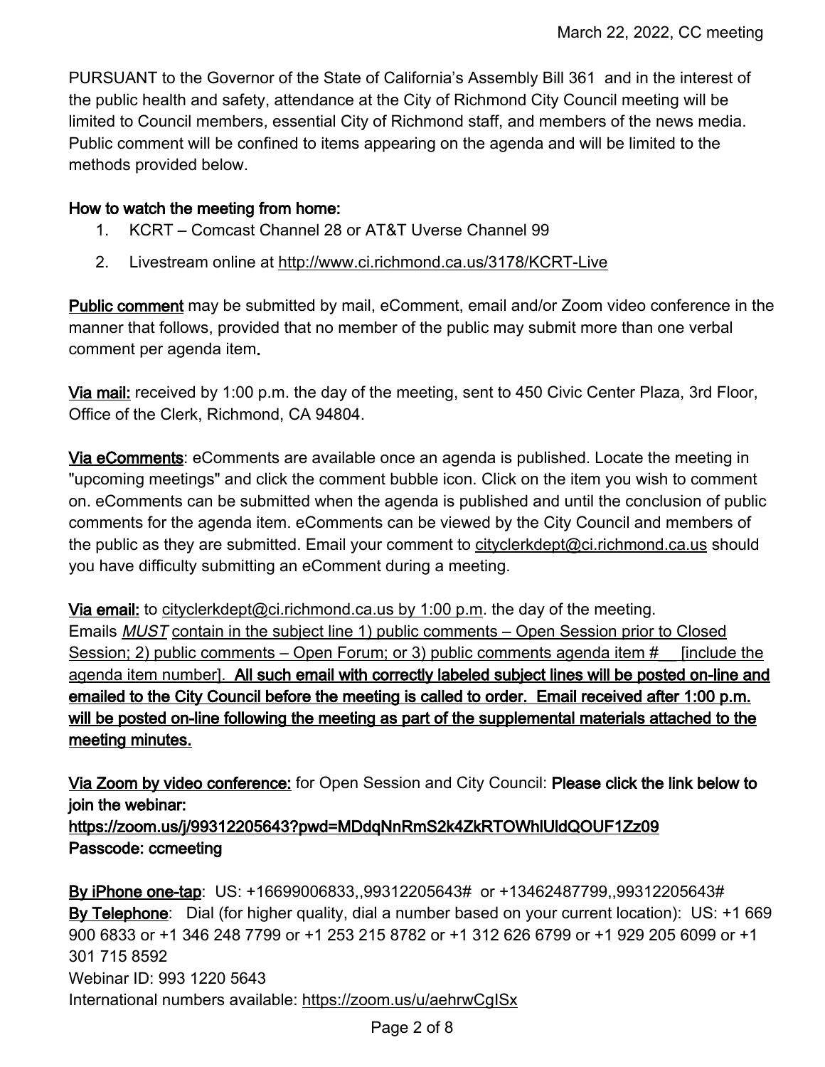PURSUANT to the Governor of the State of California's Assembly Bill 361 and in the interest of the public health and safety, attendance at the City of Richmond City Council meeting will be limited to Council members, essential City of Richmond staff, and members of the news media. Public comment will be confined to items appearing on the agenda and will be limited to the methods provided below.

**How to watch the meeting from home:**

1. KCRT – Comcast Channel 28 or AT&T Uverse Channel 99
2. Livestream online at http://www.ci.richmond.ca.us/3178/KCRT-Live

**Public comment** may be submitted by mail, eComment, email and/or Zoom video conference in the manner that follows, provided that no member of the public may submit more than one verbal comment per agenda item.

**Via mail:** received by 1:00 p.m. the day of the meeting, sent to 450 Civic Center Plaza, 3rd Floor, Office of the Clerk, Richmond, CA 94804.

**Via eComments**: eComments are available once an agenda is published. Locate the meeting in "upcoming meetings" and click the comment bubble icon. Click on the item you wish to comment on. eComments can be submitted when the agenda is published and until the conclusion of public comments for the agenda item. eComments can be viewed by the City Council and members of the public as they are submitted. Email your comment to cityclerkdept@ci.richmond.ca.us should you have difficulty submitting an eComment during a meeting.

**Via email:** to cityclerkdept@ci.richmond.ca.us by 1:00 p.m. the day of the meeting. Emails *MUST* contain in the subject line 1) public comments – Open Session prior to Closed Session; 2) public comments – Open Forum; or 3) public comments agenda item #__ [include the agenda item number]. **All such email with correctly labeled subject lines will be posted on-line and emailed to the City Council before the meeting is called to order. Email received after 1:00 p.m. will be posted on-line following the meeting as part of the supplemental materials attached to the meeting minutes.**

**Via Zoom by video conference:** for Open Session and City Council: **Please click the link below to join the webinar:**
**https://zoom.us/j/99312205643?pwd=MDdqNnRmS2k4ZkRTOWhlUldQOUF1Zz09**
**Passcode: ccmeeting**

**By iPhone one-tap**: US: +16699006833,,99312205643# or +13462487799,,99312205643#
**By Telephone**: Dial (for higher quality, dial a number based on your current location): US: +1 669 900 6833 or +1 346 248 7799 or +1 253 215 8782 or +1 312 626 6799 or +1 929 205 6099 or +1 301 715 8592
Webinar ID: 993 1220 5643
International numbers available: https://zoom.us/u/aehrwCgISx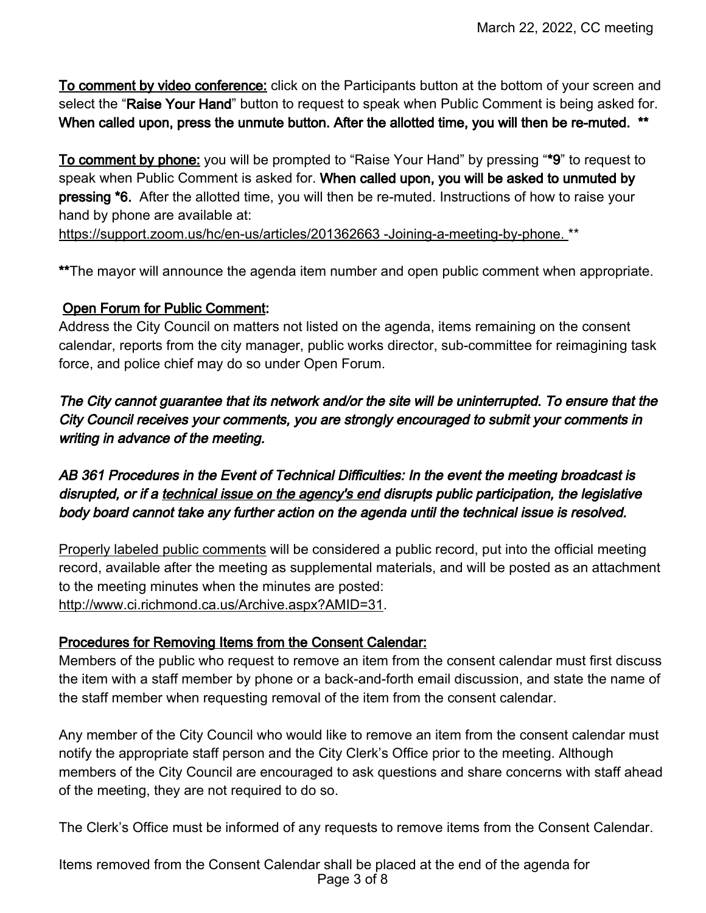**To comment by video conference:** click on the Participants button at the bottom of your screen and select the "**Raise Your Hand**" button to request to speak when Public Comment is being asked for. **When called upon, press the unmute button. After the allotted time, you will then be re-muted. \*\***

**To comment by phone:** you will be prompted to "Raise Your Hand" by pressing "**\*9**" to request to speak when Public Comment is asked for. **When called upon, you will be asked to unmuted by pressing \*6.** After the allotted time, you will then be re-muted. Instructions of how to raise your hand by phone are available at:
https://support.zoom.us/hc/en-us/articles/201362663 -Joining-a-meeting-by-phone. \*\*

**\*\***The mayor will announce the agenda item number and open public comment when appropriate.

**Open Forum for Public Comment:**
Address the City Council on matters not listed on the agenda, items remaining on the consent calendar, reports from the city manager, public works director, sub-committee for reimagining task force, and police chief may do so under Open Forum.

***The City cannot guarantee that its network and/or the site will be uninterrupted. To ensure that the City Council receives your comments, you are strongly encouraged to submit your comments in writing in advance of the meeting.***

***AB 361 Procedures in the Event of Technical Difficulties: In the event the meeting broadcast is disrupted, or if a technical issue on the agency's end disrupts public participation, the legislative body board cannot take any further action on the agenda until the technical issue is resolved.***

Properly labeled public comments will be considered a public record, put into the official meeting record, available after the meeting as supplemental materials, and will be posted as an attachment to the meeting minutes when the minutes are posted:
http://www.ci.richmond.ca.us/Archive.aspx?AMID=31.

**Procedures for Removing Items from the Consent Calendar:**
Members of the public who request to remove an item from the consent calendar must first discuss the item with a staff member by phone or a back-and-forth email discussion, and state the name of the staff member when requesting removal of the item from the consent calendar.

Any member of the City Council who would like to remove an item from the consent calendar must notify the appropriate staff person and the City Clerk's Office prior to the meeting. Although members of the City Council are encouraged to ask questions and share concerns with staff ahead of the meeting, they are not required to do so.

The Clerk's Office must be informed of any requests to remove items from the Consent Calendar.

Items removed from the Consent Calendar shall be placed at the end of the agenda for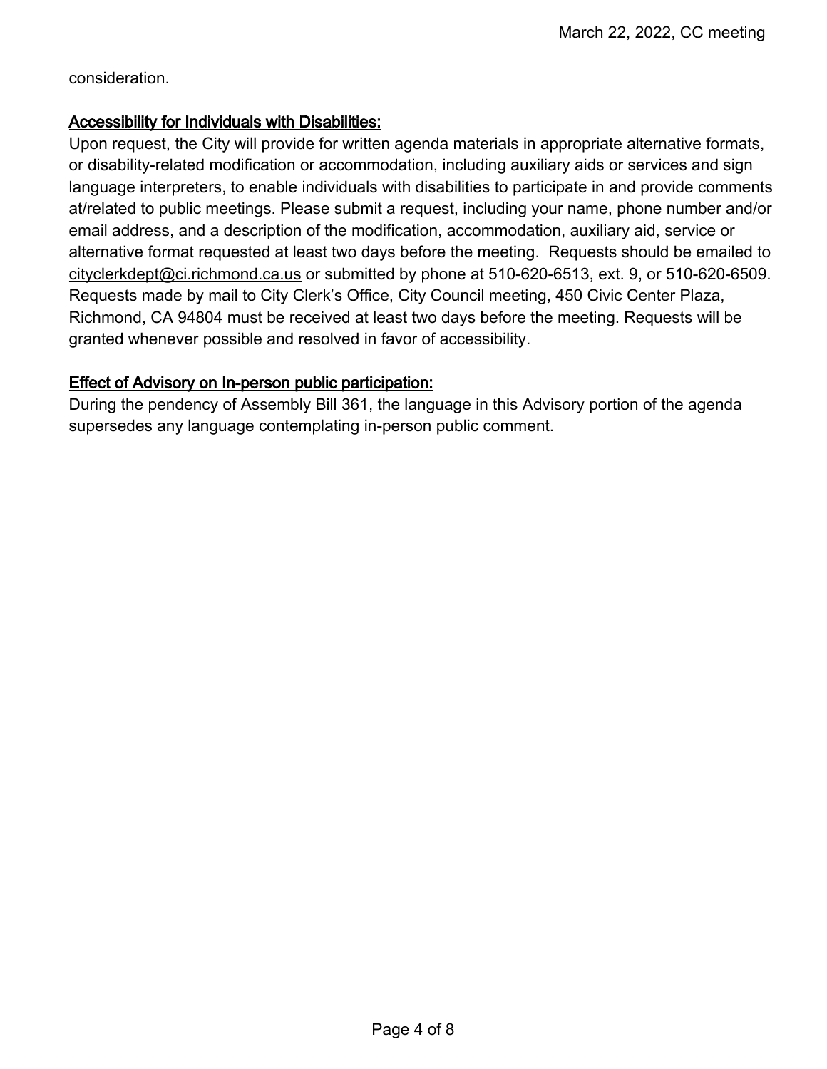consideration.

**Accessibility for Individuals with Disabilities:**

Upon request, the City will provide for written agenda materials in appropriate alternative formats, or disability-related modification or accommodation, including auxiliary aids or services and sign language interpreters, to enable individuals with disabilities to participate in and provide comments at/related to public meetings. Please submit a request, including your name, phone number and/or email address, and a description of the modification, accommodation, auxiliary aid, service or alternative format requested at least two days before the meeting. Requests should be emailed to cityclerkdept@ci.richmond.ca.us or submitted by phone at 510-620-6513, ext. 9, or 510-620-6509. Requests made by mail to City Clerk's Office, City Council meeting, 450 Civic Center Plaza, Richmond, CA 94804 must be received at least two days before the meeting. Requests will be granted whenever possible and resolved in favor of accessibility.

**Effect of Advisory on In-person public participation:**

During the pendency of Assembly Bill 361, the language in this Advisory portion of the agenda supersedes any language contemplating in-person public comment.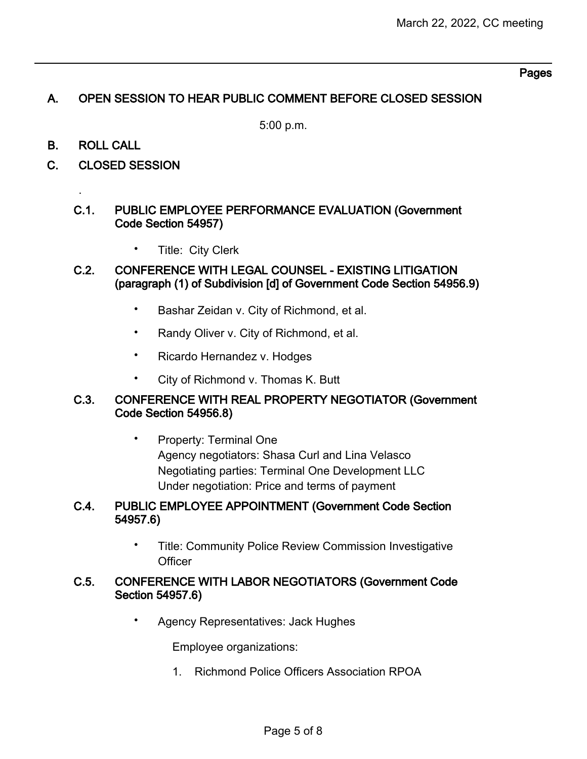Pages

## A. OPEN SESSION TO HEAR PUBLIC COMMENT BEFORE CLOSED SESSION

5:00 p.m.

## B. ROLL CALL

## C. CLOSED SESSION

.

### C.1. PUBLIC EMPLOYEE PERFORMANCE EVALUATION (Government Code Section 54957)

- Title: City Clerk

### C.2. CONFERENCE WITH LEGAL COUNSEL - EXISTING LITIGATION (paragraph (1) of Subdivision [d] of Government Code Section 54956.9)

- Bashar Zeidan v. City of Richmond, et al.
- Randy Oliver v. City of Richmond, et al.
- Ricardo Hernandez v. Hodges
- City of Richmond v. Thomas K. Butt

### C.3. CONFERENCE WITH REAL PROPERTY NEGOTIATOR (Government Code Section 54956.8)

- Property: Terminal One
  Agency negotiators: Shasa Curl and Lina Velasco
  Negotiating parties: Terminal One Development LLC
  Under negotiation: Price and terms of payment

### C.4. PUBLIC EMPLOYEE APPOINTMENT (Government Code Section 54957.6)

- Title: Community Police Review Commission Investigative Officer

### C.5. CONFERENCE WITH LABOR NEGOTIATORS (Government Code Section 54957.6)

- Agency Representatives: Jack Hughes

  Employee organizations:

  1. Richmond Police Officers Association RPOA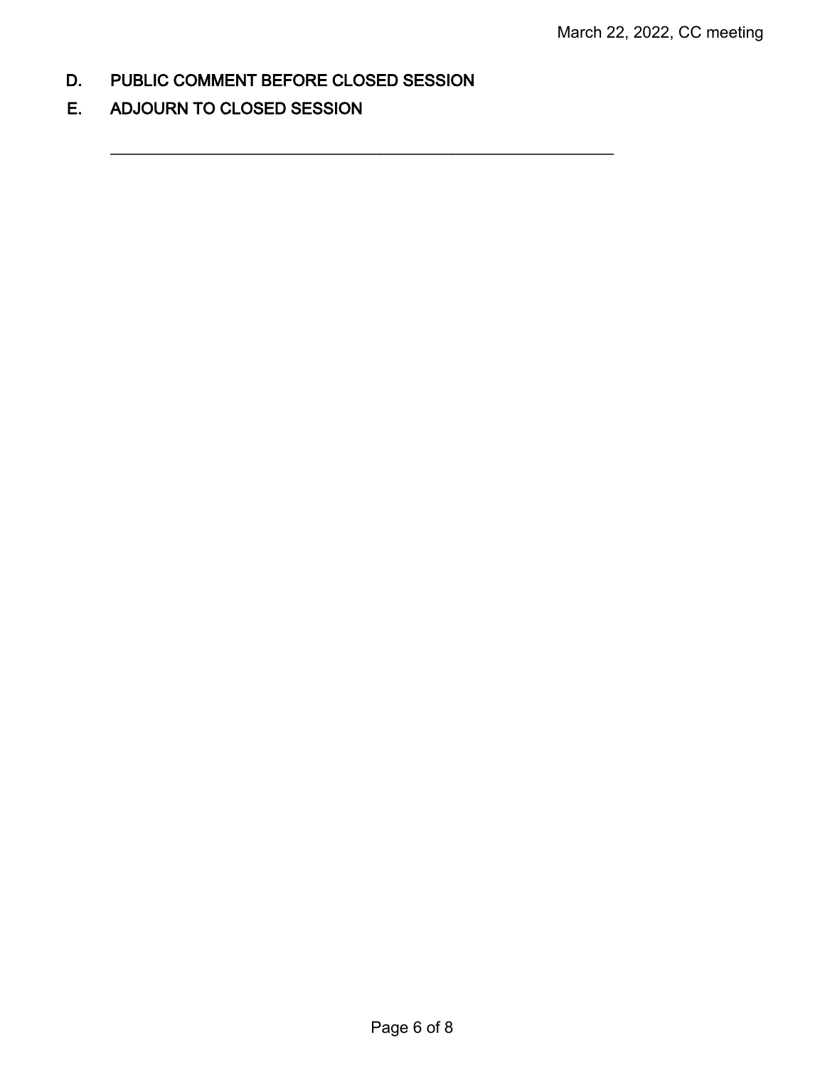## D. PUBLIC COMMENT BEFORE CLOSED SESSION

## E. ADJOURN TO CLOSED SESSION

---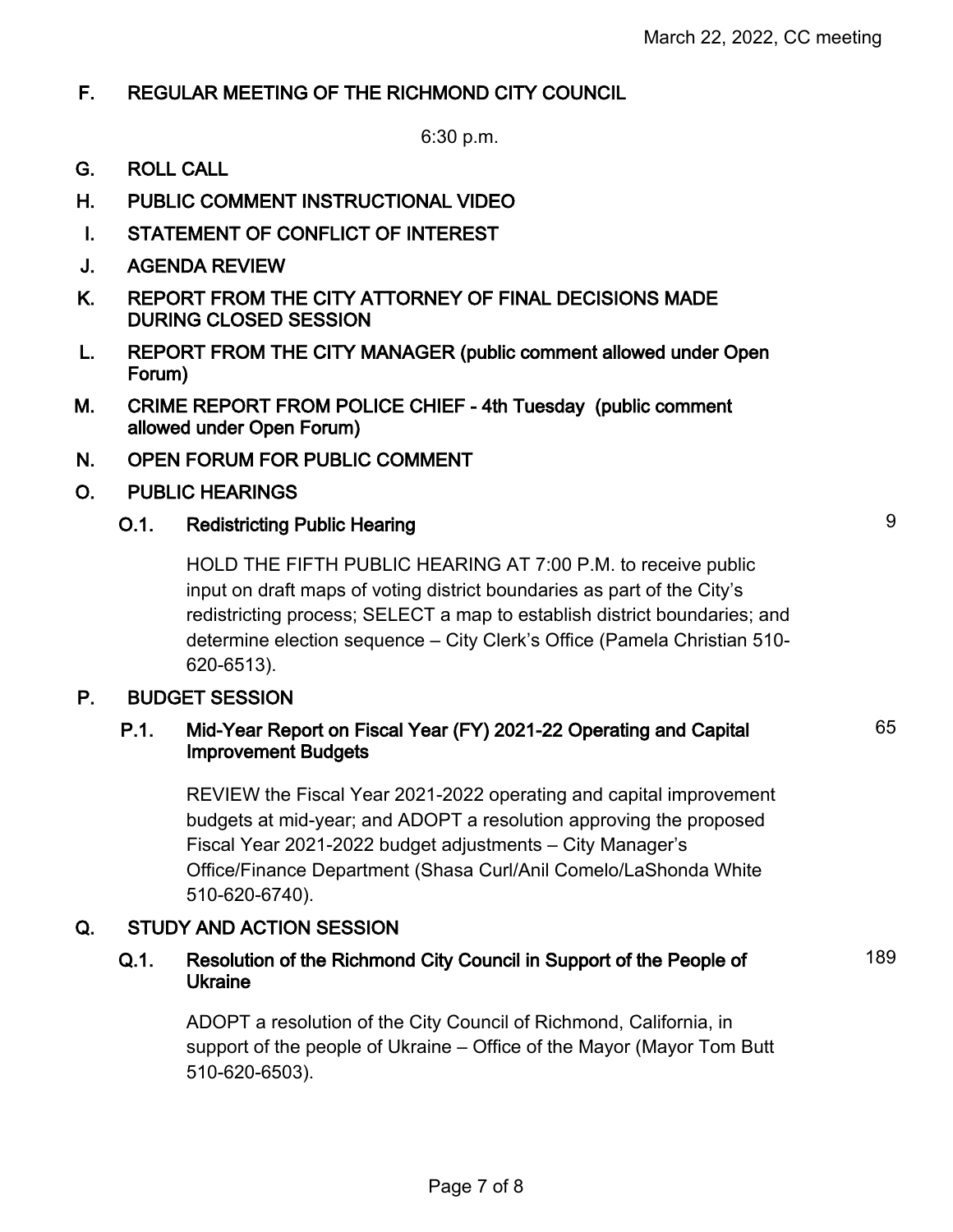## F. REGULAR MEETING OF THE RICHMOND CITY COUNCIL

6:30 p.m.

## G. ROLL CALL

## H. PUBLIC COMMENT INSTRUCTIONAL VIDEO

## I. STATEMENT OF CONFLICT OF INTEREST

## J. AGENDA REVIEW

## K. REPORT FROM THE CITY ATTORNEY OF FINAL DECISIONS MADE DURING CLOSED SESSION

## L. REPORT FROM THE CITY MANAGER (public comment allowed under Open Forum)

## M. CRIME REPORT FROM POLICE CHIEF - 4th Tuesday (public comment allowed under Open Forum)

## N. OPEN FORUM FOR PUBLIC COMMENT

## O. PUBLIC HEARINGS

### O.1. Redistricting Public Hearing — 9

HOLD THE FIFTH PUBLIC HEARING AT 7:00 P.M. to receive public input on draft maps of voting district boundaries as part of the City's redistricting process; SELECT a map to establish district boundaries; and determine election sequence – City Clerk's Office (Pamela Christian 510-620-6513).

## P. BUDGET SESSION

### P.1. Mid-Year Report on Fiscal Year (FY) 2021-22 Operating and Capital Improvement Budgets — 65

REVIEW the Fiscal Year 2021-2022 operating and capital improvement budgets at mid-year; and ADOPT a resolution approving the proposed Fiscal Year 2021-2022 budget adjustments – City Manager's Office/Finance Department (Shasa Curl/Anil Comelo/LaShonda White 510-620-6740).

## Q. STUDY AND ACTION SESSION

### Q.1. Resolution of the Richmond City Council in Support of the People of Ukraine — 189

ADOPT a resolution of the City Council of Richmond, California, in support of the people of Ukraine – Office of the Mayor (Mayor Tom Butt 510-620-6503).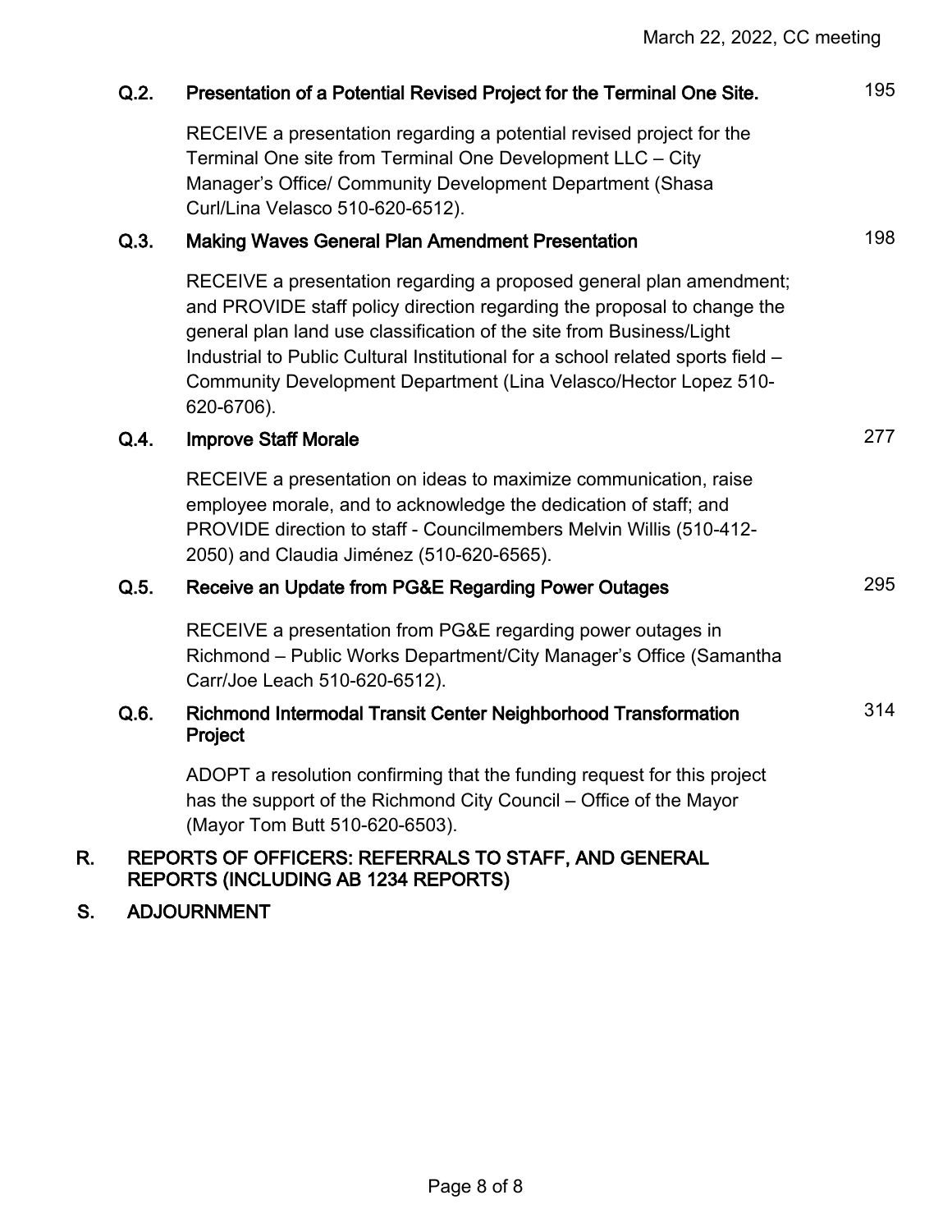**Q.2. Presentation of a Potential Revised Project for the Terminal One Site.** 195

RECEIVE a presentation regarding a potential revised project for the Terminal One site from Terminal One Development LLC – City Manager's Office/ Community Development Department (Shasa Curl/Lina Velasco 510-620-6512).

**Q.3. Making Waves General Plan Amendment Presentation** 198

RECEIVE a presentation regarding a proposed general plan amendment; and PROVIDE staff policy direction regarding the proposal to change the general plan land use classification of the site from Business/Light Industrial to Public Cultural Institutional for a school related sports field – Community Development Department (Lina Velasco/Hector Lopez 510-620-6706).

**Q.4. Improve Staff Morale** 277

RECEIVE a presentation on ideas to maximize communication, raise employee morale, and to acknowledge the dedication of staff; and PROVIDE direction to staff - Councilmembers Melvin Willis (510-412-2050) and Claudia Jiménez (510-620-6565).

**Q.5. Receive an Update from PG&E Regarding Power Outages** 295

RECEIVE a presentation from PG&E regarding power outages in Richmond – Public Works Department/City Manager's Office (Samantha Carr/Joe Leach 510-620-6512).

**Q.6. Richmond Intermodal Transit Center Neighborhood Transformation Project** 314

ADOPT a resolution confirming that the funding request for this project has the support of the Richmond City Council – Office of the Mayor (Mayor Tom Butt 510-620-6503).

## R. REPORTS OF OFFICERS: REFERRALS TO STAFF, AND GENERAL REPORTS (INCLUDING AB 1234 REPORTS)

## S. ADJOURNMENT